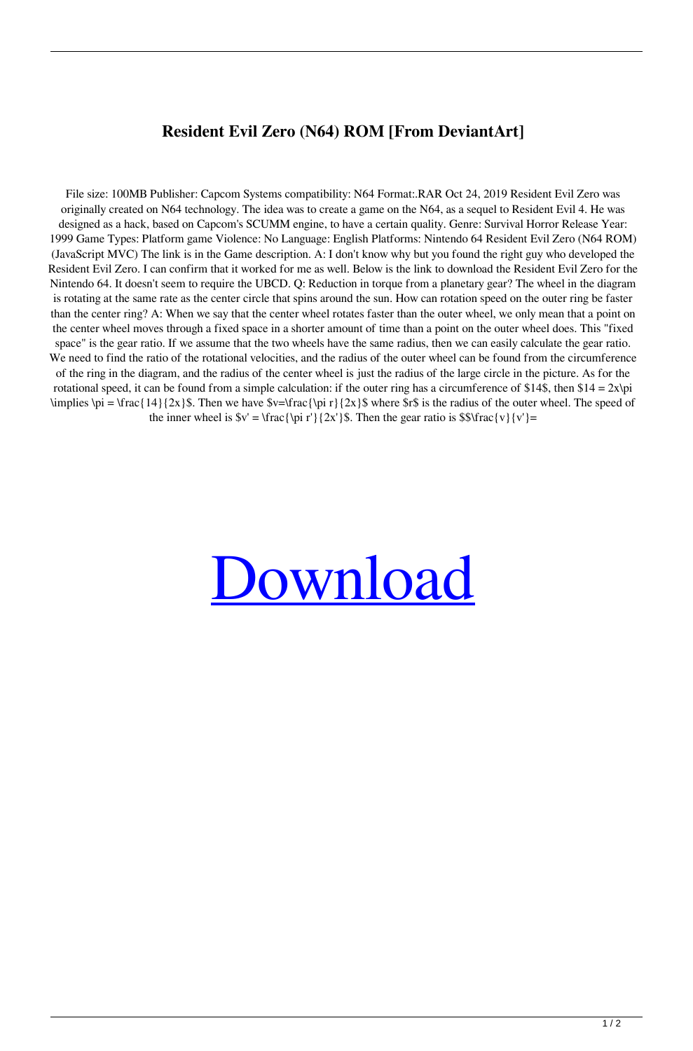# Resident Evil Zero (N64) ROM [From DeviantArt]

File size: 100MB Publisher: Capcom Systems compatibility: N64 Format:.RAR Oct 24, 2019 Resident Evil Zero was originally created on N64 technology. The idea was to create a game on the N64, as a sequel to Resident Evil 4. He was designed as a hack, based on Capcom's SCUMM engine, to have a certain quality. Genre: Survival Horror Release Year: 1999 Game Types: Platform game Violence: No Language: English Platforms: Nintendo 64 Resident Evil Zero (N64 ROM) (JavaScript MVC) The link is in the Game description. A: I don't know why but you found the right guy who developed the Resident Evil Zero. I can confirm that it worked for me as well. Below is the link to download the Resident Evil Zero for the Nintendo 64. It doesn't seem to require the UBCD. Q: Reduction in torque from a planetary gear? The wheel in the diagram is rotating at the same rate as the center circle that spins around the sun. How can rotation speed on the outer ring be faster than the center ring? A: When we say that the center wheel rotates faster than the outer wheel, we only mean that a point on the center wheel moves through a fixed space in a shorter amount of time than a point on the outer wheel does. This "fixed space" is the gear ratio. If we assume that the two wheels have the same radius, then we can easily calculate the gear ratio. We need to find the ratio of the rotational velocities, and the radius of the outer wheel can be found from the circumference of the ring in the diagram, and the radius of the center wheel is just the radius of the large circle in the picture. As for the rotational speed, it can be found from a simple calculation: if the outer ring has a circumference of $14$, then $14 = 2x\pi \implies \pi = \frac{14}{2x}$. Then we have $v=\frac{\pi r}{2x}$ where $r$ is the radius of the outer wheel. The speed of the inner wheel is $v' = \frac{\pi r'}{2x'}$. Then the gear ratio is $$\frac{v}{v'}=

Download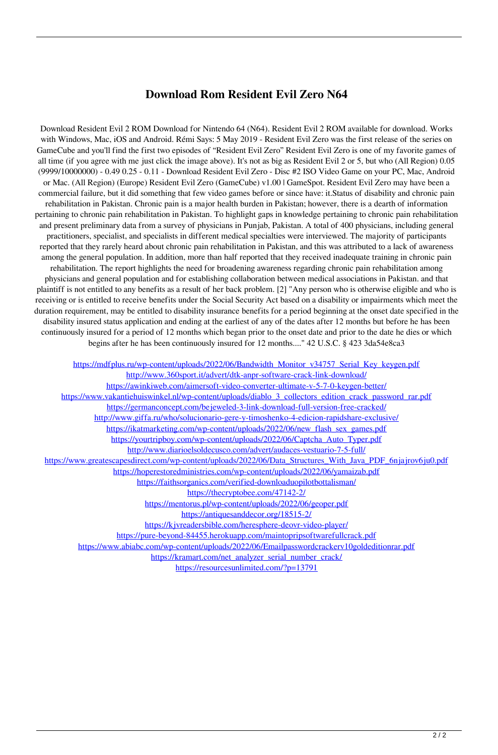# Download Rom Resident Evil Zero N64

Download Resident Evil 2 ROM Download for Nintendo 64 (N64). Resident Evil 2 ROM available for download. Works with Windows, Mac, iOS and Android. Rémi Says: 5 May 2019 - Resident Evil Zero was the first release of the series on GameCube and you'll find the first two episodes of "Resident Evil Zero" Resident Evil Zero is one of my favorite games of all time (if you agree with me just click the image above). It's not as big as Resident Evil 2 or 5, but who (All Region) 0.05 (9999/10000000) - 0.49 0.25 - 0.11 - Download Resident Evil Zero - Disc #2 ISO Video Game on your PC, Mac, Android or Mac. (All Region) (Europe) Resident Evil Zero (GameCube) v1.00 | GameSpot. Resident Evil Zero may have been a commercial failure, but it did something that few video games before or since have: it.Status of disability and chronic pain rehabilitation in Pakistan. Chronic pain is a major health burden in Pakistan; however, there is a dearth of information pertaining to chronic pain rehabilitation in Pakistan. To highlight gaps in knowledge pertaining to chronic pain rehabilitation and present preliminary data from a survey of physicians in Punjab, Pakistan. A total of 400 physicians, including general practitioners, specialist, and specialists in different medical specialties were interviewed. The majority of participants reported that they rarely heard about chronic pain rehabilitation in Pakistan, and this was attributed to a lack of awareness among the general population. In addition, more than half reported that they received inadequate training in chronic pain rehabilitation. The report highlights the need for broadening awareness regarding chronic pain rehabilitation among physicians and general population and for establishing collaboration between medical associations in Pakistan. and that plaintiff is not entitled to any benefits as a result of her back problem. [2] "Any person who is otherwise eligible and who is receiving or is entitled to receive benefits under the Social Security Act based on a disability or impairments which meet the duration requirement, may be entitled to disability insurance benefits for a period beginning at the onset date specified in the disability insured status application and ending at the earliest of any of the dates after 12 months but before he has been continuously insured for a period of 12 months which began prior to the onset date and prior to the date he dies or which begins after he has been continuously insured for 12 months...." 42 U.S.C. § 423 3da54e8ca3

https://mdfplus.ru/wp-content/uploads/2022/06/Bandwidth_Monitor_v34757_Serial_Key_keygen.pdf
http://www.360sport.it/advert/dtk-anpr-software-crack-link-download/
https://awinkiweb.com/aimersoft-video-converter-ultimate-v-5-7-0-keygen-better/
https://www.vakantiehuiswinkel.nl/wp-content/uploads/diablo_3_collectors_edition_crack_password_rar.pdf
https://germanconcept.com/bejeweled-3-link-download-full-version-free-cracked/
http://www.giffa.ru/who/solucionario-gere-y-timoshenko-4-edicion-rapidshare-exclusive/
https://ikatmarketing.com/wp-content/uploads/2022/06/new_flash_sex_games.pdf
https://yourtripboy.com/wp-content/uploads/2022/06/Captcha_Auto_Typer.pdf
http://www.diarioelsoldecusco.com/advert/audaces-vestuario-7-5-full/
https://www.greatescapesdirect.com/wp-content/uploads/2022/06/Data_Structures_With_Java_PDF_6njajrov6ju0.pdf
https://hoperestoredministries.com/wp-content/uploads/2022/06/yamaizab.pdf
https://faithsorganics.com/verified-downloaduopilotbottalisman/
https://thecryptobee.com/47142-2/
https://mentorus.pl/wp-content/uploads/2022/06/geoper.pdf
https://antiquesanddecor.org/18515-2/
https://kjvreadersbible.com/heresphere-deovr-video-player/
https://pure-beyond-84455.herokuapp.com/maintopripsoftwarefullcrack.pdf
https://www.abiabc.com/wp-content/uploads/2022/06/Emailpasswordcrackerv10goldeditionrar.pdf
https://kramart.com/net_analyzer_serial_number_crack/
https://resourcesunlimited.com/?p=13791